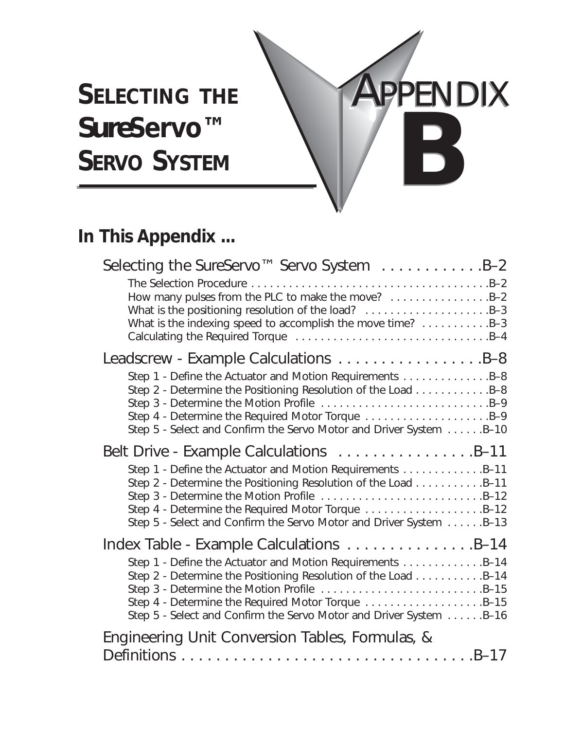# SELECTING THE SureServo™ SERVO SYSTEM

# APPENDIX B

## In This Appendix ...

Selecting the SureServo™ Servo System . . . . . . . . . . . . B–2

- The Selection Procedure . . . . . . . . . . . . . . . . . . . . . . . . . . . . . . . . . . . . . . . B–2
- How many pulses from the PLC to make the move? . . . . . . . . . . . . . . . . B–2
- What is the positioning resolution of the load? . . . . . . . . . . . . . . . . . . . . B–3
- What is the indexing speed to accomplish the move time? . . . . . . . . . . . B–3
- Calculating the Required Torque . . . . . . . . . . . . . . . . . . . . . . . . . . . . . . . B–4

Leadscrew - Example Calculations . . . . . . . . . . . . . . . . . B–8

- Step 1 - Define the Actuator and Motion Requirements . . . . . . . . . . . . . . B–8
- Step 2 - Determine the Positioning Resolution of the Load . . . . . . . . . . . . B–8
- Step 3 - Determine the Motion Profile . . . . . . . . . . . . . . . . . . . . . . . . . . . B–9
- Step 4 - Determine the Required Motor Torque . . . . . . . . . . . . . . . . . . . . B–9
- Step 5 - Select and Confirm the Servo Motor and Driver System . . . . . . B–10

Belt Drive - Example Calculations . . . . . . . . . . . . . . . . B–11

- Step 1 - Define the Actuator and Motion Requirements . . . . . . . . . . . . . B–11
- Step 2 - Determine the Positioning Resolution of the Load . . . . . . . . . . . B–11
- Step 3 - Determine the Motion Profile . . . . . . . . . . . . . . . . . . . . . . . . . . B–12
- Step 4 - Determine the Required Motor Torque . . . . . . . . . . . . . . . . . . . B–12
- Step 5 - Select and Confirm the Servo Motor and Driver System . . . . . . B–13

Index Table - Example Calculations . . . . . . . . . . . . . . . B–14

- Step 1 - Define the Actuator and Motion Requirements . . . . . . . . . . . . . B–14
- Step 2 - Determine the Positioning Resolution of the Load . . . . . . . . . . . B–14
- Step 3 - Determine the Motion Profile . . . . . . . . . . . . . . . . . . . . . . . . . . B–15
- Step 4 - Determine the Required Motor Torque . . . . . . . . . . . . . . . . . . . B–15
- Step 5 - Select and Confirm the Servo Motor and Driver System . . . . . . B–16

Engineering Unit Conversion Tables, Formulas, & Definitions . . . . . . . . . . . . . . . . . . . . . . . . . . . . . . . . . . B–17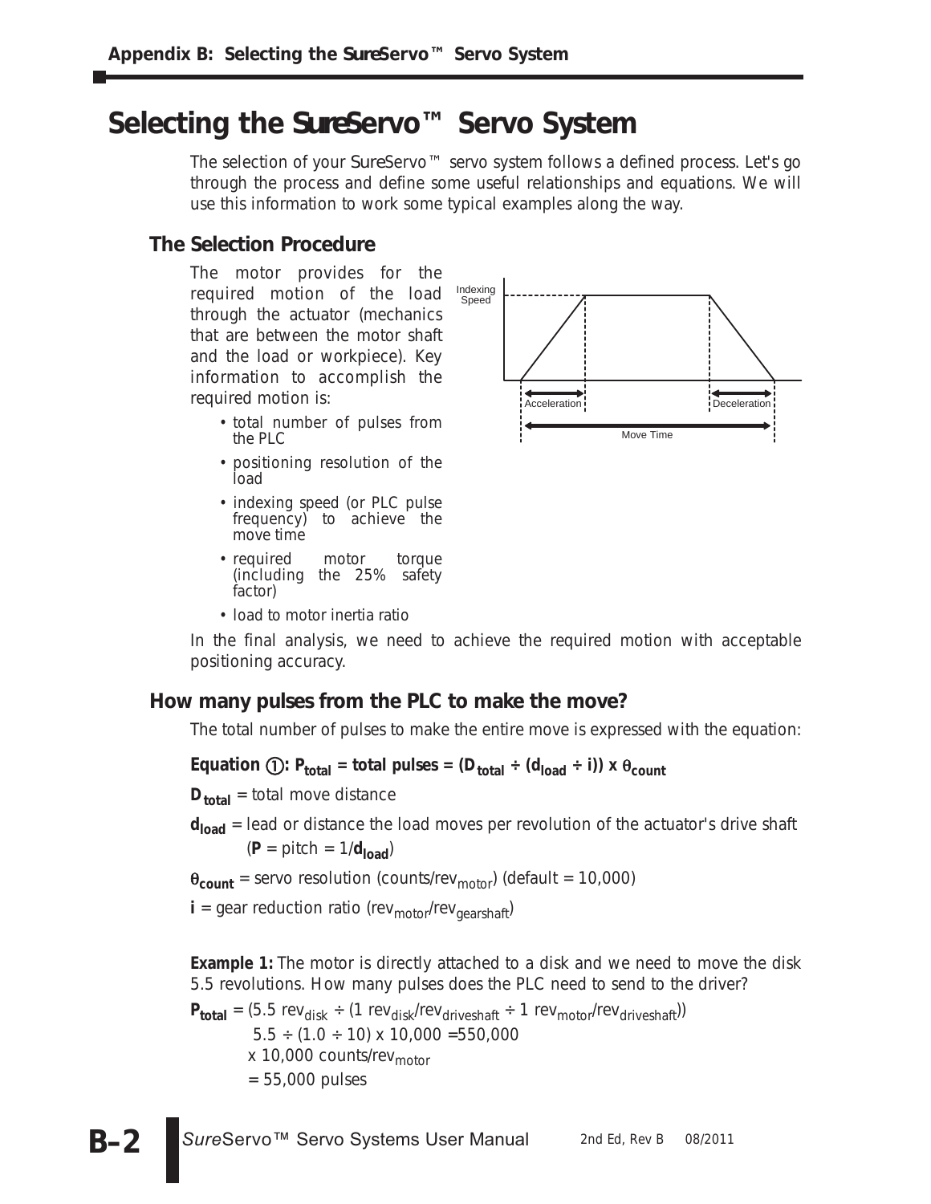# Selecting the SureServo™ Servo System

The selection of your SureServo™ servo system follows a defined process. Let's go through the process and define some useful relationships and equations. We will use this information to work some typical examples along the way.

## The Selection Procedure

The motor provides for the required motion of the load through the actuator (mechanics that are between the motor shaft and the load or workpiece). Key information to accomplish the required motion is:

- total number of pulses from the PLC
- positioning resolution of the load
- indexing speed (or PLC pulse frequency) to achieve the move time
- required motor torque (including the 25% safety factor)
- load to motor inertia ratio

Indexing Speed

Acceleration | Deceleration | Move Time

In the final analysis, we need to achieve the required motion with acceptable positioning accuracy.

## How many pulses from the PLC to make the move?

The total number of pulses to make the entire move is expressed with the equation:

**Equation ①: $P_{total}$ = total pulses = $(D_{total} \div (d_{load} \div i)) \times \theta_{count}$**

$D_{total}$ = total move distance

$d_{load}$ = lead or distance the load moves per revolution of the actuator's drive shaft ($P$ = pitch = $1/d_{load}$)

$\theta_{count}$ = servo resolution (counts/$rev_{motor}$) (default = 10,000)

$i$ = gear reduction ratio ($rev_{motor}/rev_{gearshaft}$)

**Example 1:** The motor is directly attached to a disk and we need to move the disk 5.5 revolutions. How many pulses does the PLC need to send to the driver?

$P_{total}$ = (5.5 $rev_{disk}$ ÷ (1 $rev_{disk}/rev_{driveshaft}$ ÷ 1 $rev_{motor}/rev_{driveshaft}$))
5.5 ÷ (1.0 ÷ 10) x 10,000 =550,000
x 10,000 counts/$rev_{motor}$
= 55,000 pulses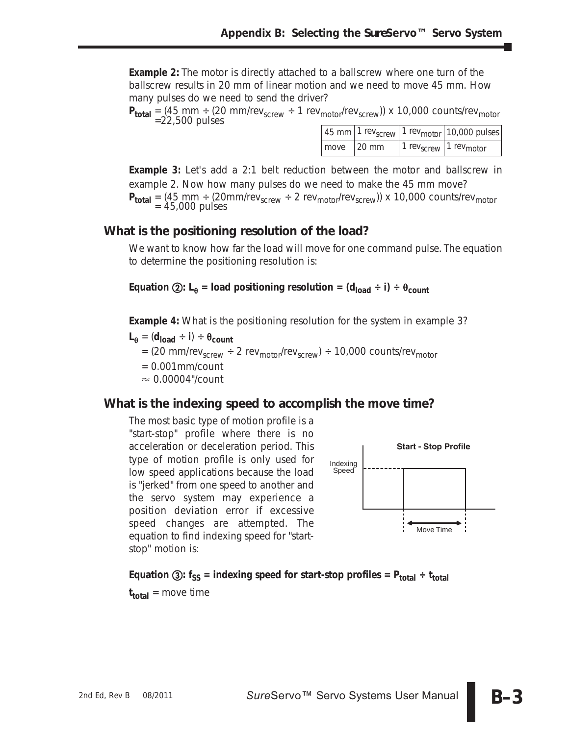**Example 2:** The motor is directly attached to a ballscrew where one turn of the ballscrew results in 20 mm of linear motion and we need to move 45 mm. How many pulses do we need to send the driver?

$\mathbf{P_{total}}$ = (45 mm ÷ (20 mm/rev$_{screw}$ ÷ 1 rev$_{motor}$/rev$_{screw}$)) x 10,000 counts/rev$_{motor}$ =22,500 pulses

| 45 mm | 1 rev$_{screw}$ | 1 rev$_{motor}$ | 10,000 pulses |
|---|---|---|---|
| move | 20 mm | 1 rev$_{screw}$ | 1 rev$_{motor}$ |

**Example 3:** Let's add a 2:1 belt reduction between the motor and ballscrew in example 2. Now how many pulses do we need to make the 45 mm move?

$\mathbf{P_{total}}$ = (45 mm ÷ (20mm/rev$_{screw}$ ÷ 2 rev$_{motor}$/rev$_{screw}$)) x 10,000 counts/rev$_{motor}$ = 45,000 pulses

## What is the positioning resolution of the load?

We want to know how far the load will move for one command pulse. The equation to determine the positioning resolution is:

**Equation ②: $L_\theta$ = load positioning resolution = ($d_{load}$ ÷ i) ÷ $\theta_{count}$**

**Example 4:** What is the positioning resolution for the system in example 3?

$\mathbf{L_\theta}$ = ($\mathbf{d_{load}}$ ÷ **i**) ÷ $\boldsymbol{\theta_{count}}$

= (20 mm/rev$_{screw}$ ÷ 2 rev$_{motor}$/rev$_{screw}$) ÷ 10,000 counts/rev$_{motor}$

= 0.001mm/count

≈ 0.00004"/count

## What is the indexing speed to accomplish the move time?

The most basic type of motion profile is a "start-stop" profile where there is no acceleration or deceleration period. This type of motion profile is only used for low speed applications because the load is "jerked" from one speed to another and the servo system may experience a position deviation error if excessive speed changes are attempted. The equation to find indexing speed for "start-stop" motion is:

Start - Stop Profile

**Equation ③: $f_{SS}$ = indexing speed for start-stop profiles = $P_{total}$ ÷ $t_{total}$**

$\mathbf{t_{total}}$ = move time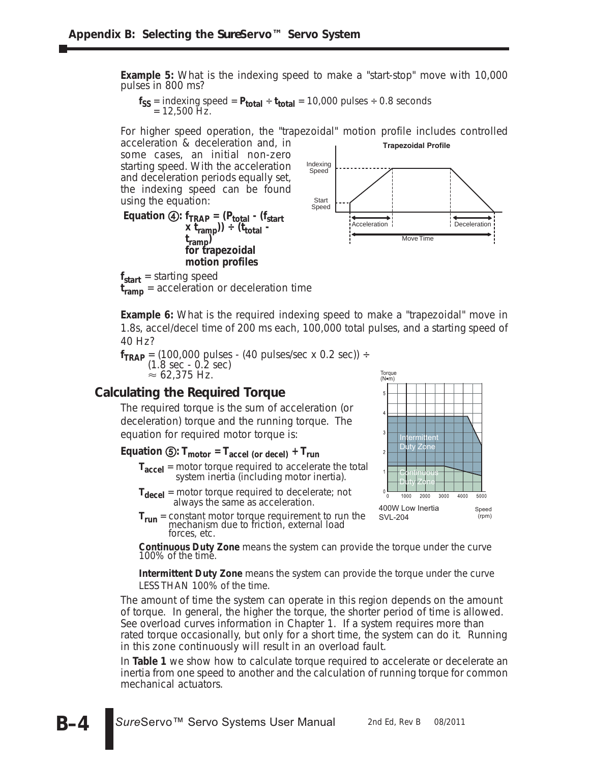**Example 5:** What is the indexing speed to make a "start-stop" move with 10,000 pulses in 800 ms?

$f_{SS}$ = indexing speed = $P_{total} \div t_{total}$ = 10,000 pulses ÷ 0.8 seconds
= 12,500 Hz.

For higher speed operation, the "trapezoidal" motion profile includes controlled acceleration & deceleration and, in some cases, an initial non-zero starting speed. With the acceleration and deceleration periods equally set, the indexing speed can be found using the equation:

**Equation ④:** $f_{TRAP} = (P_{total} - (f_{start} \times t_{ramp})) \div (t_{total} - t_{ramp})$ **for trapezoidal motion profiles**

$f_{start}$ = starting speed
$t_{ramp}$ = acceleration or deceleration time

**Example 6:** What is the required indexing speed to make a "trapezoidal" move in 1.8s, accel/decel time of 200 ms each, 100,000 total pulses, and a starting speed of 40 Hz?

$f_{TRAP}$ = (100,000 pulses - (40 pulses/sec x 0.2 sec)) ÷ (1.8 sec - 0.2 sec)
≈ 62,375 Hz.

## Calculating the Required Torque

The required torque is the sum of acceleration (or deceleration) torque and the running torque. The equation for required motor torque is:

**Equation ⑤:** $T_{motor} = T_{accel\ (or\ decel)} + T_{run}$

- $T_{accel}$ = motor torque required to accelerate the total system inertia (including motor inertia).
- $T_{decel}$ = motor torque required to decelerate; not always the same as acceleration.
- $T_{run}$ = constant motor torque requirement to run the mechanism due to friction, external load forces, etc.

**Continuous Duty Zone** means the system can provide the torque under the curve 100% of the time.

**Intermittent Duty Zone** means the system can provide the torque under the curve LESS THAN 100% of the time.

The amount of time the system can operate in this region depends on the amount of torque. In general, the higher the torque, the shorter period of time is allowed. See overload curves information in Chapter 1. If a system requires more than rated torque occasionally, but only for a short time, the system can do it. Running in this zone continuously will result in an overload fault.

In **Table 1** we show how to calculate torque required to accelerate or decelerate an inertia from one speed to another and the calculation of running torque for common mechanical actuators.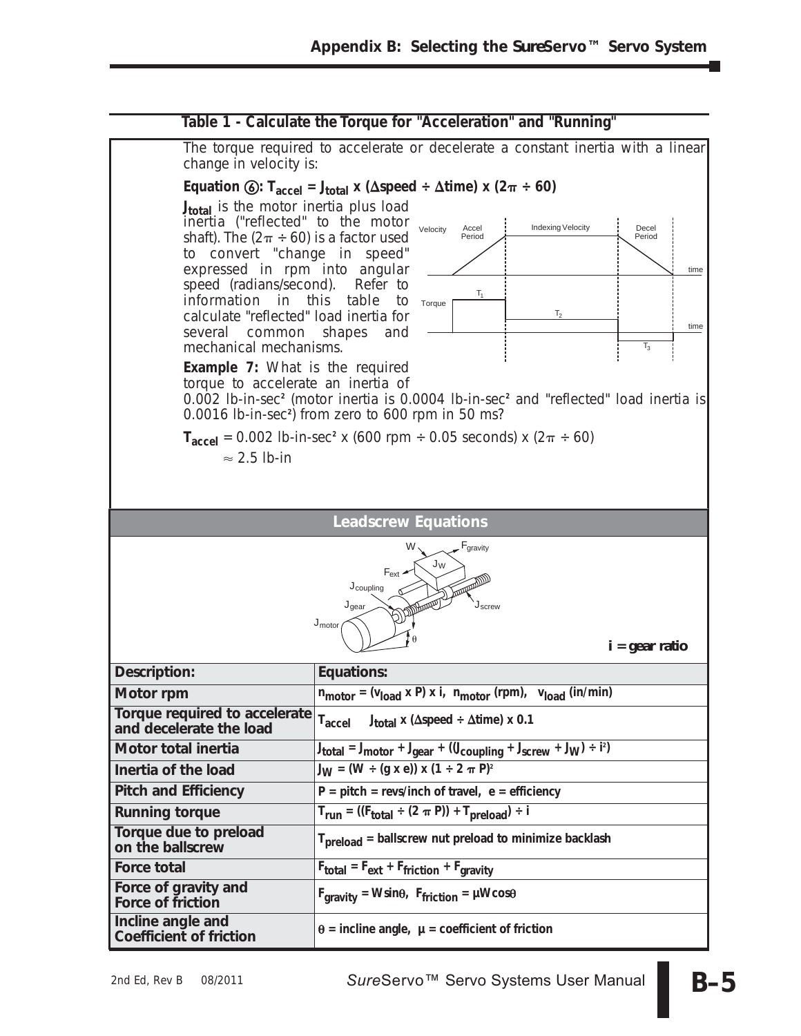## Table 1 - Calculate the Torque for "Acceleration" and "Running"

The torque required to accelerate or decelerate a constant inertia with a linear change in velocity is:

**Equation ⑥:** $T_{accel} = J_{total} \times (\Delta speed \div \Delta time) \times (2\pi \div 60)$

$J_{total}$ is the motor inertia plus load inertia ("reflected" to the motor shaft). The $(2\pi \div 60)$ is a factor used to convert "change in speed" expressed in rpm into angular speed (radians/second). Refer to information in this table to calculate "reflected" load inertia for several common shapes and mechanical mechanisms.

**Example 7:** What is the required torque to accelerate an inertia of 0.002 lb-in-sec² (motor inertia is 0.0004 lb-in-sec² and "reflected" load inertia is 0.0016 lb-in-sec²) from zero to 600 rpm in 50 ms?

$T_{accel}$ = 0.002 lb-in-sec² x (600 rpm ÷ 0.05 seconds) x $(2\pi \div 60)$

$\approx$ 2.5 lb-in

### Leadscrew Equations

i = gear ratio

| Description: | Equations: |
|---|---|
| Motor rpm | $n_{motor} = (v_{load} \times P) \times i$, $n_{motor}$ (rpm), $v_{load}$ (in/min) |
| Torque required to accelerate and decelerate the load | $T_{accel} \quad J_{total} \times (\Delta speed \div \Delta time) \times 0.1$ |
| Motor total inertia | $J_{total} = J_{motor} + J_{gear} + (J_{coupling} + J_{screw} + J_W) \div i^2)$ |
| Inertia of the load | $J_W = (W \div (g \times e)) \times (1 \div 2\pi P)^2$ |
| Pitch and Efficiency | P = pitch = revs/inch of travel, e = efficiency |
| Running torque | $T_{run} = ((F_{total} \div (2\pi P)) + T_{preload}) \div i$ |
| Torque due to preload on the ballscrew | $T_{preload}$ = ballscrew nut preload to minimize backlash |
| Force total | $F_{total} = F_{ext} + F_{friction} + F_{gravity}$ |
| Force of gravity and Force of friction | $F_{gravity} = W\sin\theta$, $F_{friction} = \mu W\cos\theta$ |
| Incline angle and Coefficient of friction | $\theta$ = incline angle, $\mu$ = coefficient of friction |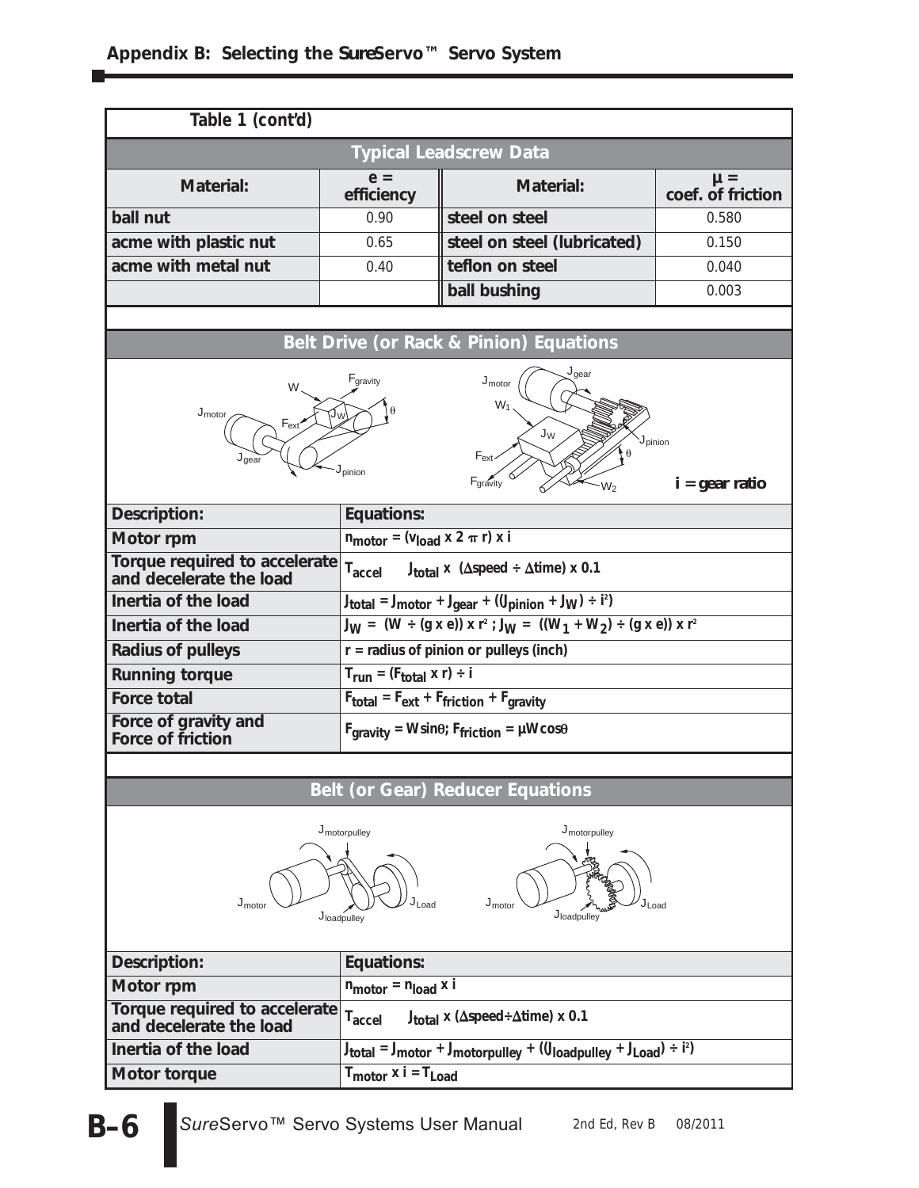## Table 1 (cont'd)

### Typical Leadscrew Data

| Material: | e = efficiency | Material: | μ = coef. of friction |
|---|---|---|---|
| ball nut | 0.90 | steel on steel | 0.580 |
| acme with plastic nut | 0.65 | steel on steel (lubricated) | 0.150 |
| acme with metal nut | 0.40 | teflon on steel | 0.040 |
| | | ball bushing | 0.003 |

### Belt Drive (or Rack & Pinion) Equations

i = gear ratio

| Description: | Equations: |
|---|---|
| Motor rpm | $n_{motor} = (v_{load} \times 2 \pi r) \times i$ |
| Torque required to accelerate and decelerate the load | $T_{accel} \quad J_{total} \times (\Delta speed \div \Delta time) \times 0.1$ |
| Inertia of the load | $J_{total} = J_{motor} + J_{gear} + ((J_{pinion} + J_W) \div i^2)$ |
| Inertia of the load | $J_W = (W \div (g \times e)) \times r^2$ ; $J_W = ((W_1 + W_2) \div (g \times e)) \times r^2$ |
| Radius of pulleys | r = radius of pinion or pulleys (inch) |
| Running torque | $T_{run} = (F_{total} \times r) \div i$ |
| Force total | $F_{total} = F_{ext} + F_{friction} + F_{gravity}$ |
| Force of gravity and Force of friction | $F_{gravity} = W\sin\theta$; $F_{friction} = \mu W\cos\theta$ |

### Belt (or Gear) Reducer Equations

| Description: | Equations: |
|---|---|
| Motor rpm | $n_{motor} = n_{load} \times i$ |
| Torque required to accelerate and decelerate the load | $T_{accel} \quad J_{total} \times (\Delta speed \div \Delta time) \times 0.1$ |
| Inertia of the load | $J_{total} = J_{motor} + J_{motorpulley} + ((J_{loadpulley} + J_{Load}) \div i^2)$ |
| Motor torque | $T_{motor} \times i = T_{Load}$ |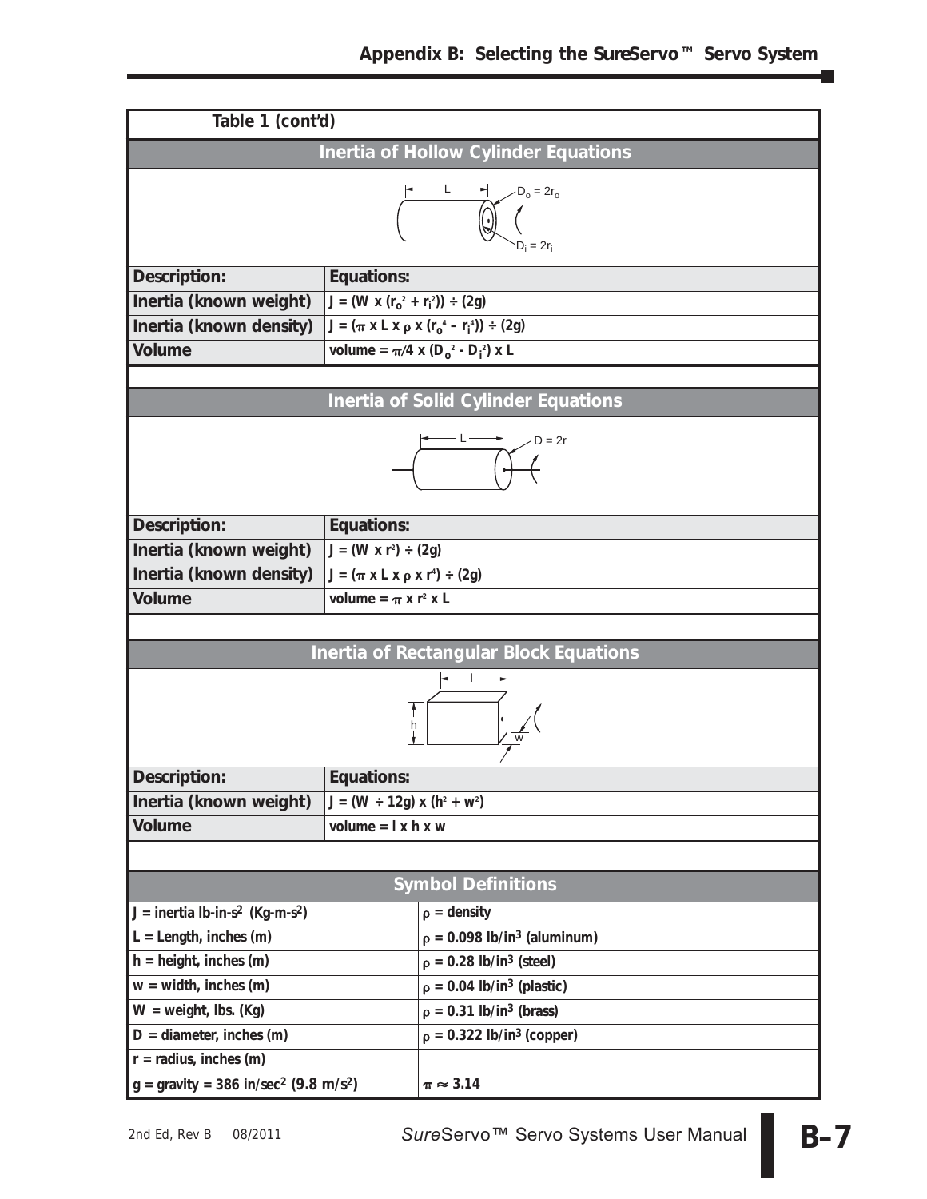Table 1 (cont'd)

## Inertia of Hollow Cylinder Equations

| Description: | Equations: |
|---|---|
| Inertia (known weight) | $J = (W \times (r_o^2 + r_i^2)) \div (2g)$ |
| Inertia (known density) | $J = (\pi \times L \times \rho \times (r_o^4 - r_i^4)) \div (2g)$ |
| Volume | volume $= \pi/4 \times (D_o^2 - D_i^2) \times L$ |

## Inertia of Solid Cylinder Equations

| Description: | Equations: |
|---|---|
| Inertia (known weight) | $J = (W \times r^2) \div (2g)$ |
| Inertia (known density) | $J = (\pi \times L \times \rho \times r^4) \div (2g)$ |
| Volume | volume $= \pi \times r^2 \times L$ |

## Inertia of Rectangular Block Equations

| Description: | Equations: |
|---|---|
| Inertia (known weight) | $J = (W \div 12g) \times (h^2 + w^2)$ |
| Volume | volume $= l \times h \times w$ |

## Symbol Definitions

| | |
|---|---|
| J = inertia lb-in-s$^2$ (Kg-m-s$^2$) | $\rho$ = density |
| L = Length, inches (m) | $\rho$ = 0.098 lb/in$^3$ (aluminum) |
| h = height, inches (m) | $\rho$ = 0.28 lb/in$^3$ (steel) |
| w = width, inches (m) | $\rho$ = 0.04 lb/in$^3$ (plastic) |
| W = weight, lbs. (Kg) | $\rho$ = 0.31 lb/in$^3$ (brass) |
| D = diameter, inches (m) | $\rho$ = 0.322 lb/in$^3$ (copper) |
| r = radius, inches (m) | |
| g = gravity = 386 in/sec$^2$ (9.8 m/s$^2$) | $\pi \approx 3.14$ |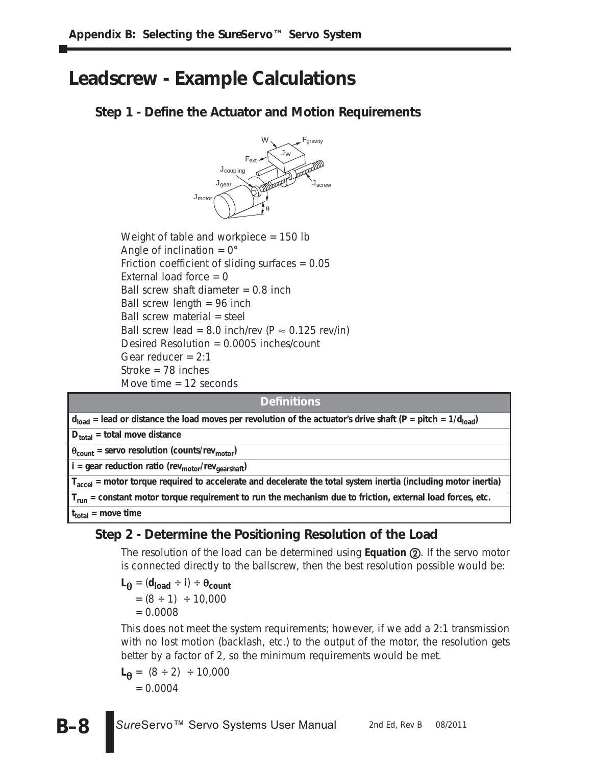## Leadscrew - Example Calculations

### Step 1 - Define the Actuator and Motion Requirements

Weight of table and workpiece = 150 lb
Angle of inclination = 0°
Friction coefficient of sliding surfaces = 0.05
External load force = 0
Ball screw shaft diameter = 0.8 inch
Ball screw length = 96 inch
Ball screw material = steel
Ball screw lead = 8.0 inch/rev (P ≈ 0.125 rev/in)
Desired Resolution = 0.0005 inches/count
Gear reducer = 2:1
Stroke = 78 inches
Move time = 12 seconds

| Definitions |
|---|
| $d_{load}$ = lead or distance the load moves per revolution of the actuator's drive shaft (P = pitch = $1/d_{load}$) |
| $D_{total}$ = total move distance |
| $\theta_{count}$ = servo resolution (counts/$rev_{motor}$) |
| i = gear reduction ratio ($rev_{motor}/rev_{gearshaft}$) |
| $T_{accel}$ = motor torque required to accelerate and decelerate the total system inertia (including motor inertia) |
| $T_{run}$ = constant motor torque requirement to run the mechanism due to friction, external load forces, etc. |
| $t_{total}$ = move time |

### Step 2 - Determine the Positioning Resolution of the Load

The resolution of the load can be determined using **Equation ②**. If the servo motor is connected directly to the ballscrew, then the best resolution possible would be:

$$L_{\theta} = (d_{load} \div i) \div \theta_{count}$$
$$= (8 \div 1) \div 10{,}000$$
$$= 0.0008$$

This does not meet the system requirements; however, if we add a 2:1 transmission with no lost motion (backlash, etc.) to the output of the motor, the resolution gets better by a factor of 2, so the minimum requirements would be met.

$$L_{\theta} = (8 \div 2) \div 10{,}000$$
$$= 0.0004$$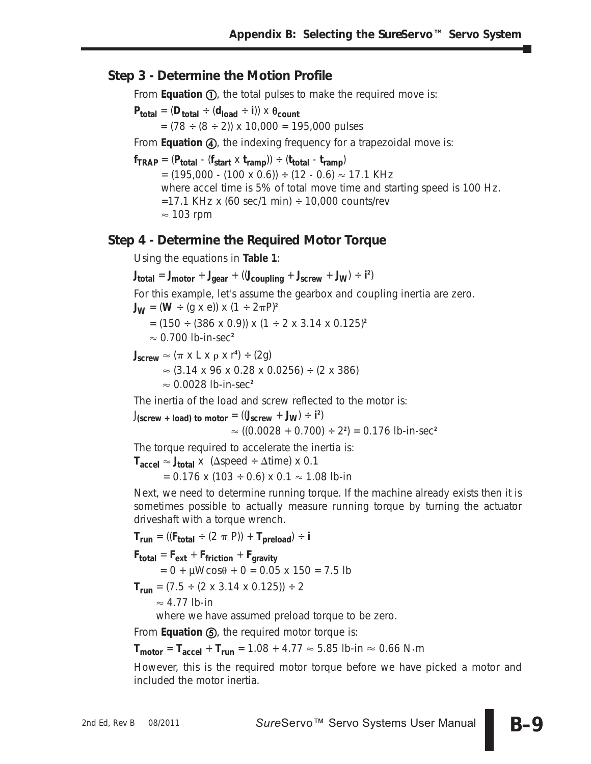## Step 3 - Determine the Motion Profile

From **Equation ①**, the total pulses to make the required move is:

$P_{total} = (D_{total} \div (d_{load} \div i)) \times \theta_{count}$

$= (78 \div (8 \div 2)) \times 10{,}000 = 195{,}000$ pulses

From **Equation ④**, the indexing frequency for a trapezoidal move is:

$f_{TRAP} = (P_{total} - (f_{start} \times t_{ramp})) \div (t_{total} - t_{ramp})$

$= (195{,}000 - (100 \times 0.6)) \div (12 - 0.6) \approx 17.1$ KHz

where accel time is 5% of total move time and starting speed is 100 Hz.

$= 17.1$ KHz x (60 sec/1 min) ÷ 10,000 counts/rev

$\approx 103$ rpm

## Step 4 - Determine the Required Motor Torque

Using the equations in **Table 1**:

$J_{total} = J_{motor} + J_{gear} + ((J_{coupling} + J_{screw} + J_W) \div i^2)$

For this example, let's assume the gearbox and coupling inertia are zero.

$J_W = (W \div (g \times e)) \times (1 \div 2\pi P)^2$

$= (150 \div (386 \times 0.9)) \times (1 \div 2 \times 3.14 \times 0.125)^2$

$\approx 0.700$ lb-in-sec²

$J_{screw} \approx (\pi \times L \times \rho \times r^4) \div (2g)$

$\approx (3.14 \times 96 \times 0.28 \times 0.0256) \div (2 \times 386)$

$\approx 0.0028$ lb-in-sec²

The inertia of the load and screw reflected to the motor is:

$J_{(screw + load)\ to\ motor} = ((J_{screw} + J_W) \div i^2)$

$\approx ((0.0028 + 0.700) \div 2^2) = 0.176$ lb-in-sec²

The torque required to accelerate the inertia is:

$T_{accel} \approx J_{total} \times (\Delta speed \div \Delta time) \times 0.1$

$= 0.176 \times (103 \div 0.6) \times 0.1 \approx 1.08$ lb-in

Next, we need to determine running torque. If the machine already exists then it is sometimes possible to actually measure running torque by turning the actuator driveshaft with a torque wrench.

$T_{run} = ((F_{total} \div (2\pi P)) + T_{preload}) \div i$

$F_{total} = F_{ext} + F_{friction} + F_{gravity}$

$= 0 + \mu W \cos\theta + 0 = 0.05 \times 150 = 7.5$ lb

$T_{run} = (7.5 \div (2 \times 3.14 \times 0.125)) \div 2$

$\approx 4.77$ lb-in

where we have assumed preload torque to be zero.

From **Equation ⑤**, the required motor torque is:

$T_{motor} = T_{accel} + T_{run} = 1.08 + 4.77 \approx 5.85$ lb-in $\approx 0.66$ N·m

However, this is the required motor torque before we have picked a motor and included the motor inertia.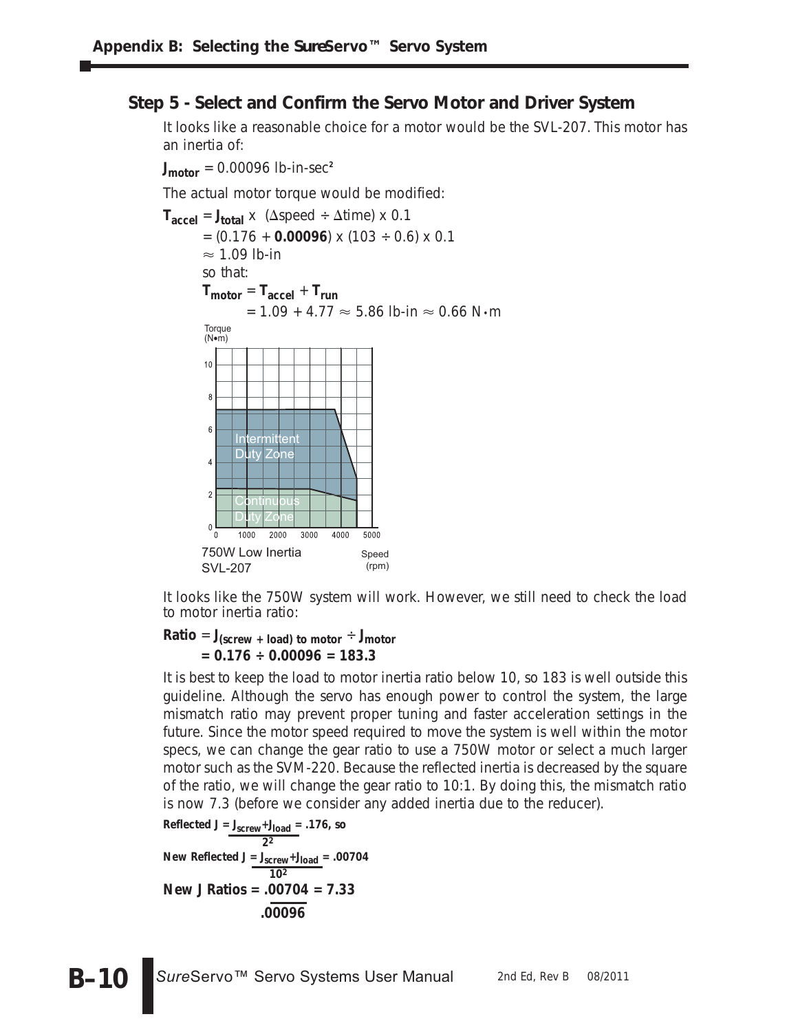## Step 5 - Select and Confirm the Servo Motor and Driver System

It looks like a reasonable choice for a motor would be the SVL-207. This motor has an inertia of:

$J_{motor}$ = 0.00096 lb-in-sec²

The actual motor torque would be modified:

$$T_{accel} = J_{total} \times (\Delta speed \div \Delta time) \times 0.1$$

$$= (0.176 + \mathbf{0.00096}) \times (103 \div 0.6) \times 0.1$$

$$\approx 1.09 \text{ lb-in}$$

so that:

$$T_{motor} = T_{accel} + T_{run}$$

$$= 1.09 + 4.77 \approx 5.86 \text{ lb-in} \approx 0.66 \text{ N}\cdot\text{m}$$

Torque (N•m) vs. Speed (rpm) chart: Intermittent Duty Zone, Continuous Duty Zone

750W Low Inertia SVL-207

It looks like the 750W system will work. However, we still need to check the load to motor inertia ratio:

$$\text{Ratio} = J_{(screw + load)\ to\ motor} \div J_{motor}$$

$$\mathbf{= 0.176 \div 0.00096 = 183.3}$$

It is best to keep the load to motor inertia ratio below 10, so 183 is well outside this guideline. Although the servo has enough power to control the system, the large mismatch ratio may prevent proper tuning and faster acceleration settings in the future. Since the motor speed required to move the system is well within the motor specs, we can change the gear ratio to use a 750W motor or select a much larger motor such as the SVM-220. Because the reflected inertia is decreased by the square of the ratio, we will change the gear ratio to 10:1. By doing this, the mismatch ratio is now 7.3 (before we consider any added inertia due to the reducer).

$$\text{Reflected } J = \frac{J_{screw} + J_{load}}{2^2} = .176\text{, so}$$

$$\text{New Reflected } J = \frac{J_{screw} + J_{load}}{10^2} = .00704$$

$$\textbf{New J Ratios} = \frac{.00704}{.00096} = 7.33$$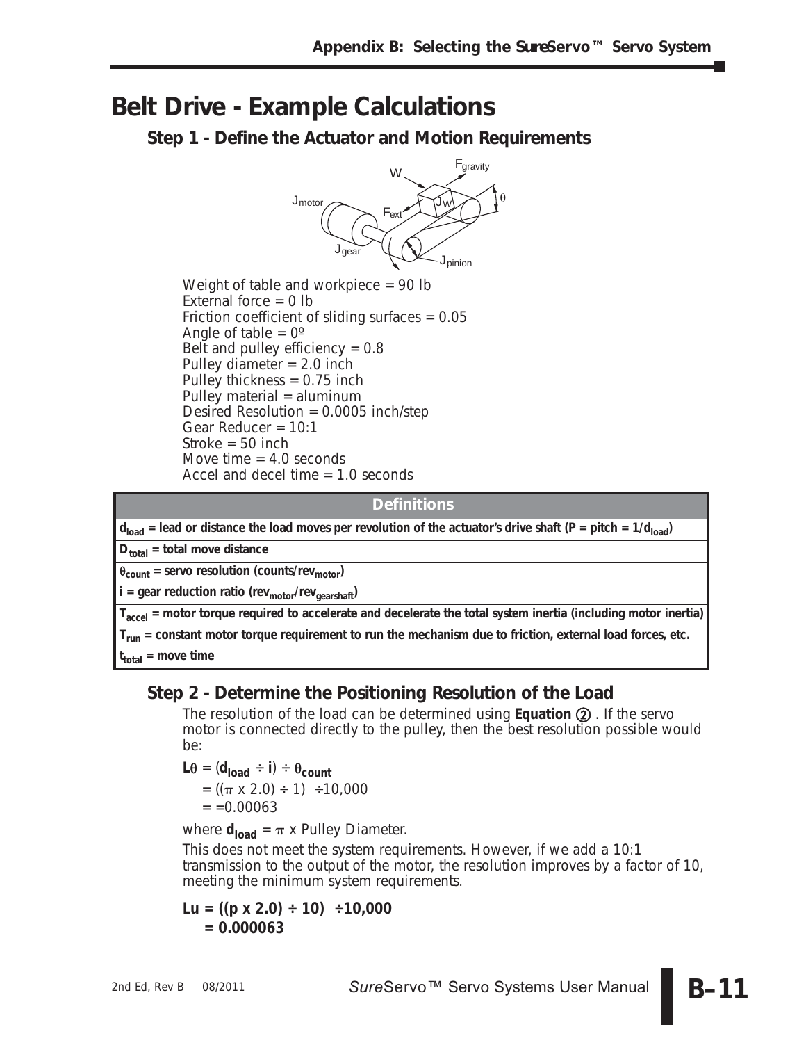# Belt Drive - Example Calculations

## Step 1 - Define the Actuator and Motion Requirements

Weight of table and workpiece = 90 lb
External force = 0 lb
Friction coefficient of sliding surfaces = 0.05
Angle of table = 0º
Belt and pulley efficiency = 0.8
Pulley diameter = 2.0 inch
Pulley thickness = 0.75 inch
Pulley material = aluminum
Desired Resolution = 0.0005 inch/step
Gear Reducer = 10:1
Stroke = 50 inch
Move time = 4.0 seconds
Accel and decel time = 1.0 seconds

| Definitions |
|---|
| $d_{load}$ = lead or distance the load moves per revolution of the actuator's drive shaft ($P$ = pitch = $1/d_{load}$) |
| $D_{total}$ = total move distance |
| $\theta_{count}$ = servo resolution (counts/$rev_{motor}$) |
| $i$ = gear reduction ratio ($rev_{motor}/rev_{gearshaft}$) |
| $T_{accel}$ = motor torque required to accelerate and decelerate the total system inertia (including motor inertia) |
| $T_{run}$ = constant motor torque requirement to run the mechanism due to friction, external load forces, etc. |
| $t_{total}$ = move time |

## Step 2 - Determine the Positioning Resolution of the Load

The resolution of the load can be determined using **Equation ②** . If the servo motor is connected directly to the pulley, then the best resolution possible would be:

$$L\theta = (d_{load} \div i) \div \theta_{count}$$

$$= ((\pi \times 2.0) \div 1) \div 10{,}000$$

$$= =0.00063$$

where $d_{load} = \pi$ x Pulley Diameter.

This does not meet the system requirements. However, if we add a 10:1 transmission to the output of the motor, the resolution improves by a factor of 10, meeting the minimum system requirements.

$$Lu = ((p \times 2.0) \div 10) \div 10{,}000$$

$$= 0.000063$$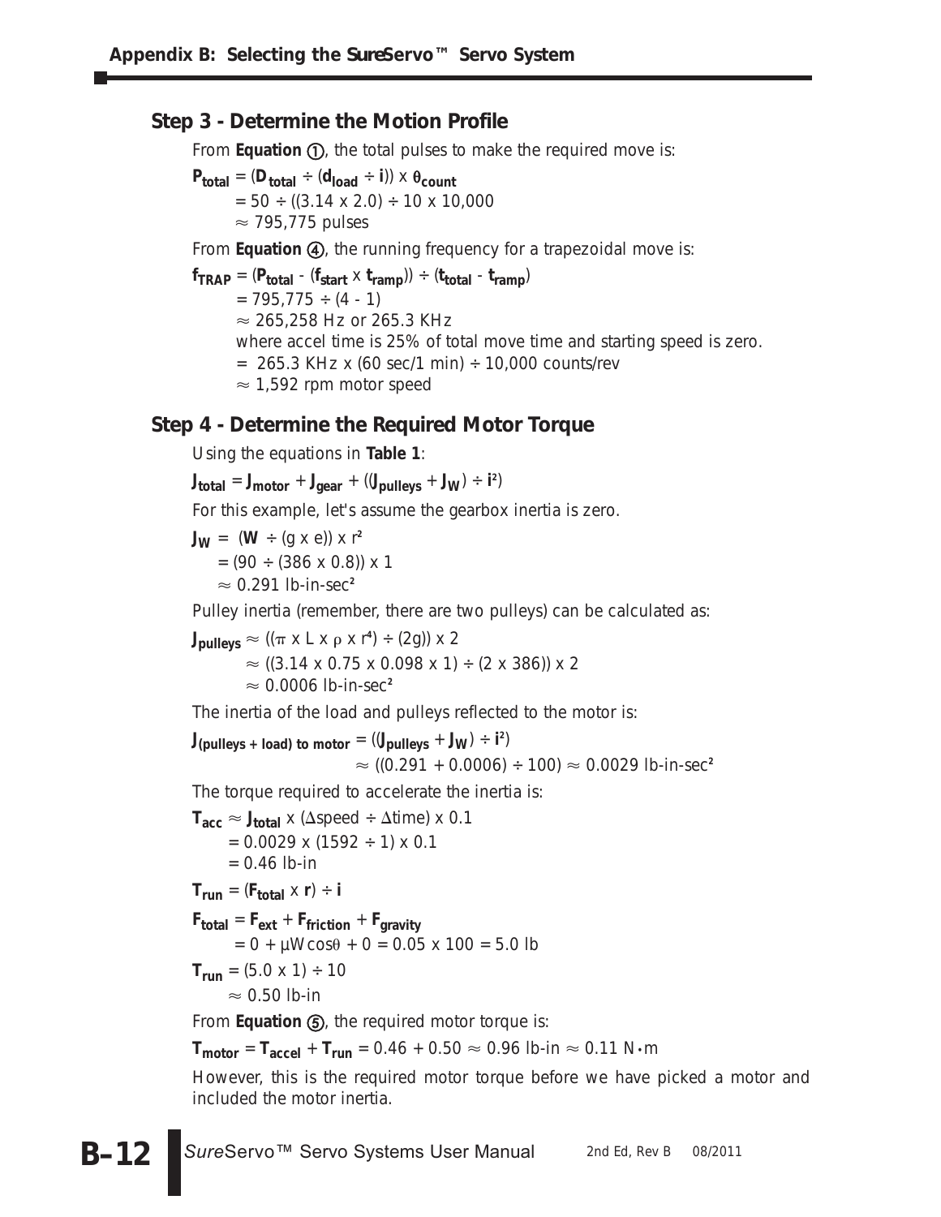## Step 3 - Determine the Motion Profile

From **Equation ①**, the total pulses to make the required move is:

$$P_{total} = (D_{total} \div (d_{load} \div i)) \times \theta_{count}$$
$$= 50 \div ((3.14 \times 2.0) \div 10 \times 10{,}000$$
$$\approx 795{,}775 \text{ pulses}$$

From **Equation ④**, the running frequency for a trapezoidal move is:

$$f_{TRAP} = (P_{total} - (f_{start} \times t_{ramp})) \div (t_{total} - t_{ramp})$$
$$= 795{,}775 \div (4 - 1)$$
$$\approx 265{,}258 \text{ Hz or } 265.3 \text{ KHz}$$

where accel time is 25% of total move time and starting speed is zero.

$$= 265.3 \text{ KHz} \times (60 \text{ sec/1 min}) \div 10{,}000 \text{ counts/rev}$$
$$\approx 1{,}592 \text{ rpm motor speed}$$

## Step 4 - Determine the Required Motor Torque

Using the equations in **Table 1**:

$$J_{total} = J_{motor} + J_{gear} + ((J_{pulleys} + J_W) \div i^2)$$

For this example, let's assume the gearbox inertia is zero.

$$J_W = (W \div (g \times e)) \times r^2$$
$$= (90 \div (386 \times 0.8)) \times 1$$
$$\approx 0.291 \text{ lb-in-sec}^2$$

Pulley inertia (remember, there are two pulleys) can be calculated as:

$$J_{pulleys} \approx ((\pi \times L \times \rho \times r^4) \div (2g)) \times 2$$
$$\approx ((3.14 \times 0.75 \times 0.098 \times 1) \div (2 \times 386)) \times 2$$
$$\approx 0.0006 \text{ lb-in-sec}^2$$

The inertia of the load and pulleys reflected to the motor is:

$$J_{(pulleys + load)\ to\ motor} = (J_{pulleys} + J_W) \div i^2)$$
$$\approx ((0.291 + 0.0006) \div 100) \approx 0.0029 \text{ lb-in-sec}^2$$

The torque required to accelerate the inertia is:

$$T_{acc} \approx J_{total} \times (\Delta speed \div \Delta time) \times 0.1$$
$$= 0.0029 \times (1592 \div 1) \times 0.1$$
$$= 0.46 \text{ lb-in}$$

$$T_{run} = (F_{total} \times r) \div i$$

$$F_{total} = F_{ext} + F_{friction} + F_{gravity}$$
$$= 0 + \mu W\cos\theta + 0 = 0.05 \times 100 = 5.0 \text{ lb}$$

$$T_{run} = (5.0 \times 1) \div 10$$
$$\approx 0.50 \text{ lb-in}$$

From **Equation ⑤**, the required motor torque is:

$$T_{motor} = T_{accel} + T_{run} = 0.46 + 0.50 \approx 0.96 \text{ lb-in} \approx 0.11 \text{ N}\cdot\text{m}$$

However, this is the required motor torque before we have picked a motor and included the motor inertia.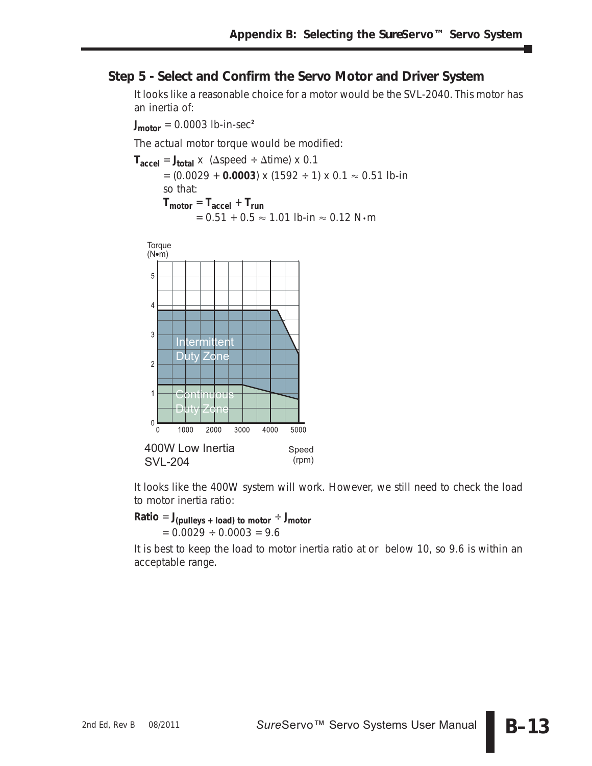## Step 5 - Select and Confirm the Servo Motor and Driver System

It looks like a reasonable choice for a motor would be the SVL-2040. This motor has an inertia of:

$J_{motor}$ = 0.0003 lb-in-sec²

The actual motor torque would be modified:

$T_{accel} = J_{total} \times (\Delta speed \div \Delta time) \times 0.1$

$= (0.0029 + \mathbf{0.0003}) \times (1592 \div 1) \times 0.1 \approx 0.51$ lb-in

so that:

$T_{motor} = T_{accel} + T_{run}$

$= 0.51 + 0.5 \approx 1.01$ lb-in $\approx 0.12$ N•m

Torque (N•m)

Intermittent Duty Zone

Continuous Duty Zone

Speed (rpm)

400W Low Inertia SVL-204

It looks like the 400W system will work. However, we still need to check the load to motor inertia ratio:

**Ratio** $= J_{(pulleys + load) \ to \ motor} \div J_{motor}$

$= 0.0029 \div 0.0003 = 9.6$

It is best to keep the load to motor inertia ratio at or below 10, so 9.6 is within an acceptable range.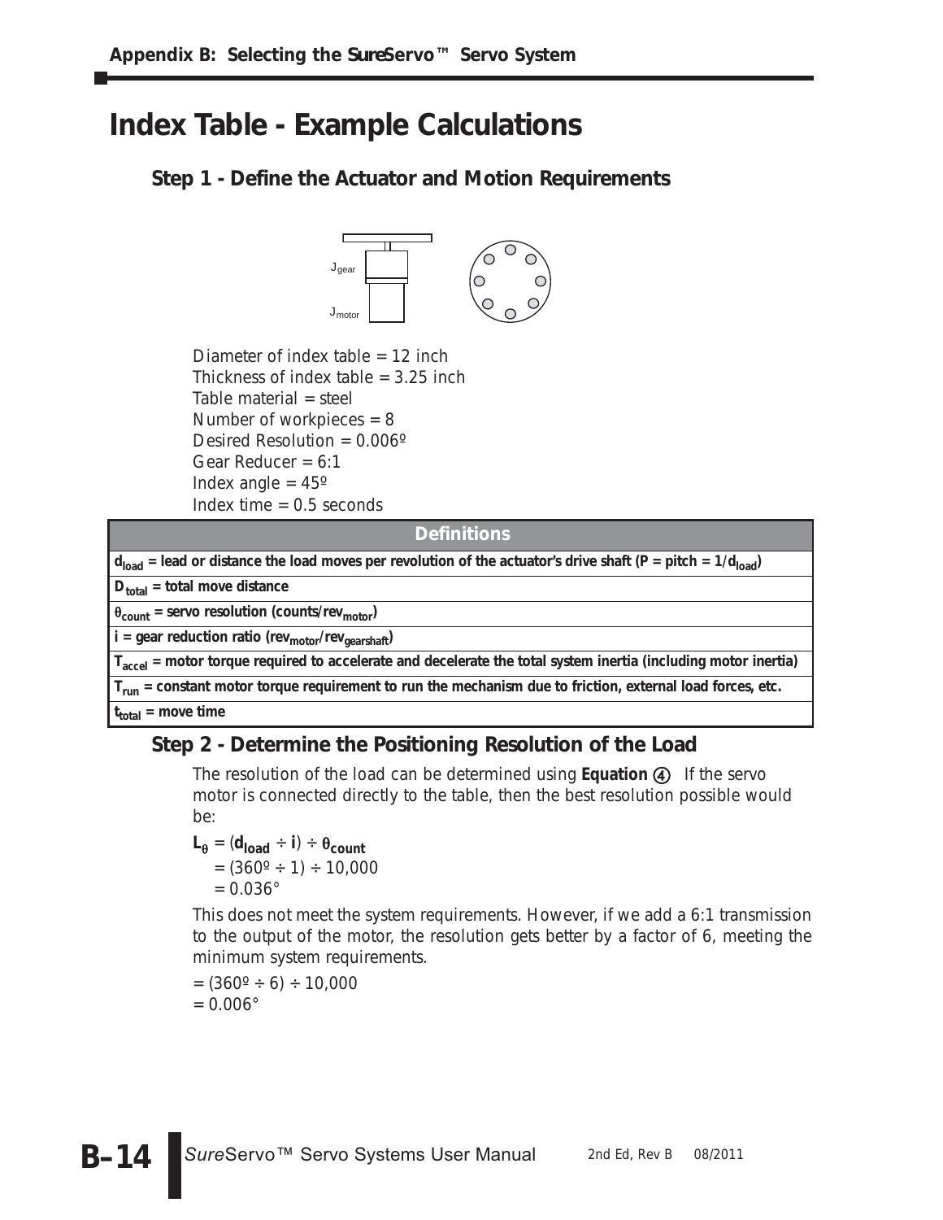# Index Table - Example Calculations

## Step 1 - Define the Actuator and Motion Requirements

$J_{gear}$

$J_{motor}$

Diameter of index table = 12 inch
Thickness of index table = 3.25 inch
Table material = steel
Number of workpieces = 8
Desired Resolution = 0.006º
Gear Reducer = 6:1
Index angle = 45º
Index time = 0.5 seconds

| Definitions |
|---|
| **$d_{load}$ = lead or distance the load moves per revolution of the actuator's drive shaft ($P$ = pitch = $1/d_{load}$)** |
| **$D_{total}$ = total move distance** |
| **$\theta_{count}$ = servo resolution (counts/$rev_{motor}$)** |
| **i = gear reduction ratio ($rev_{motor}/rev_{gearshaft}$)** |
| **$T_{accel}$ = motor torque required to accelerate and decelerate the total system inertia (including motor inertia)** |
| **$T_{run}$ = constant motor torque requirement to run the mechanism due to friction, external load forces, etc.** |
| **$t_{total}$ = move time** |

## Step 2 - Determine the Positioning Resolution of the Load

The resolution of the load can be determined using **Equation ④** If the servo motor is connected directly to the table, then the best resolution possible would be:

$$L_{\theta} = (d_{load} \div i) \div \theta_{count}$$
$$= (360º \div 1) \div 10{,}000$$
$$= 0.036°$$

This does not meet the system requirements. However, if we add a 6:1 transmission to the output of the motor, the resolution gets better by a factor of 6, meeting the minimum system requirements.

$$= (360º \div 6) \div 10{,}000$$
$$= 0.006°$$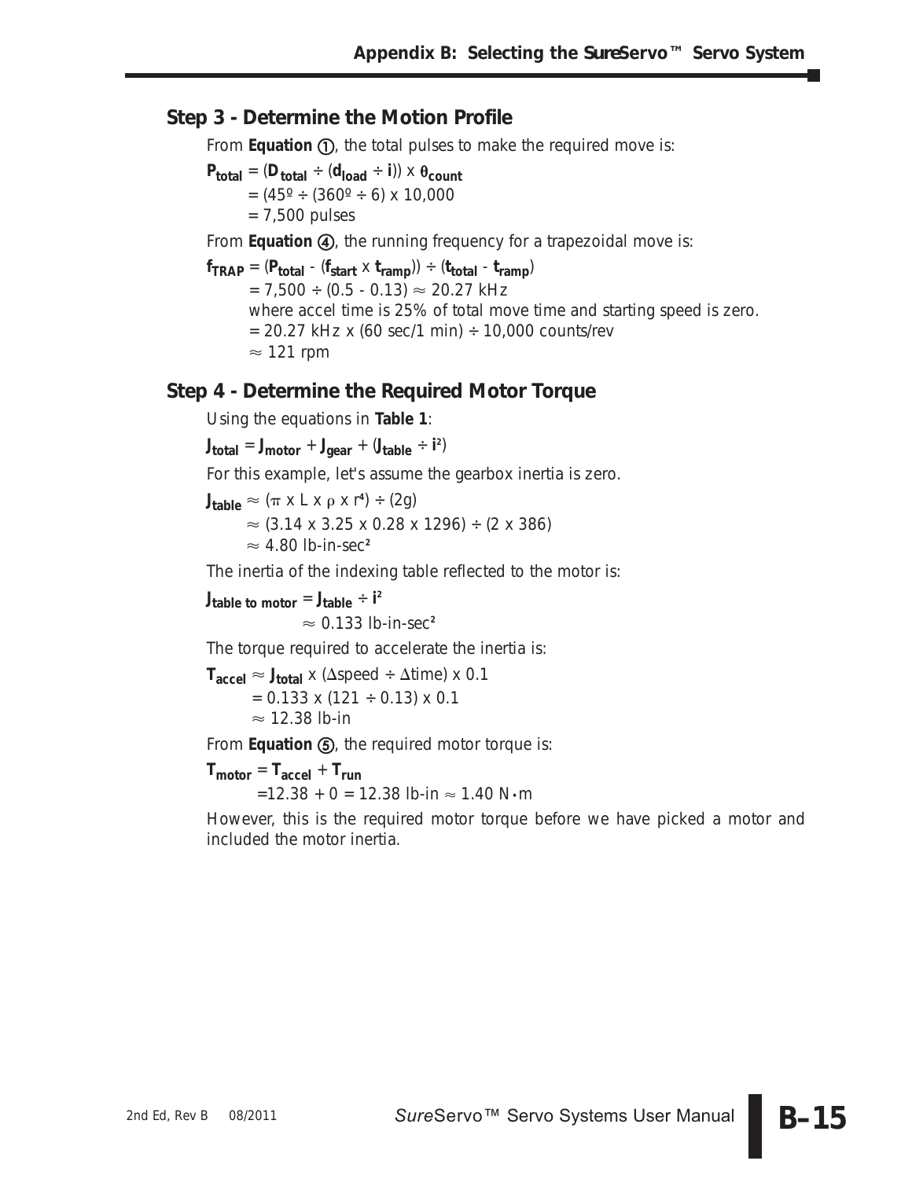## Step 3 - Determine the Motion Profile

From **Equation ①**, the total pulses to make the required move is:

$P_{total} = (D_{total} \div (d_{load} \div i)) \times \theta_{count}$

$= (45º \div (360º \div 6) \times 10{,}000$

$= 7{,}500$ pulses

From **Equation ④**, the running frequency for a trapezoidal move is:

$f_{TRAP} = (P_{total} - (f_{start} \times t_{ramp})) \div (t_{total} - t_{ramp})$

$= 7{,}500 \div (0.5 - 0.13) \approx 20.27$ kHz

where accel time is 25% of total move time and starting speed is zero.

$= 20.27$ kHz x (60 sec/1 min) ÷ 10,000 counts/rev

$\approx 121$ rpm

## Step 4 - Determine the Required Motor Torque

Using the equations in **Table 1**:

$J_{total} = J_{motor} + J_{gear} + (J_{table} \div i^2)$

For this example, let's assume the gearbox inertia is zero.

$J_{table} \approx (\pi \times L \times \rho \times r^4) \div (2g)$

$\approx (3.14 \times 3.25 \times 0.28 \times 1296) \div (2 \times 386)$

$\approx 4.80$ lb-in-sec²

The inertia of the indexing table reflected to the motor is:

$J_{table\ to\ motor} = J_{table} \div i^2$

$\approx 0.133$ lb-in-sec²

The torque required to accelerate the inertia is:

$T_{accel} \approx J_{total} \times (\Delta speed \div \Delta time) \times 0.1$

$= 0.133 \times (121 \div 0.13) \times 0.1$

$\approx 12.38$ lb-in

From **Equation ⑤**, the required motor torque is:

$T_{motor} = T_{accel} + T_{run}$

$= 12.38 + 0 = 12.38$ lb-in $\approx 1.40$ N·m

However, this is the required motor torque before we have picked a motor and included the motor inertia.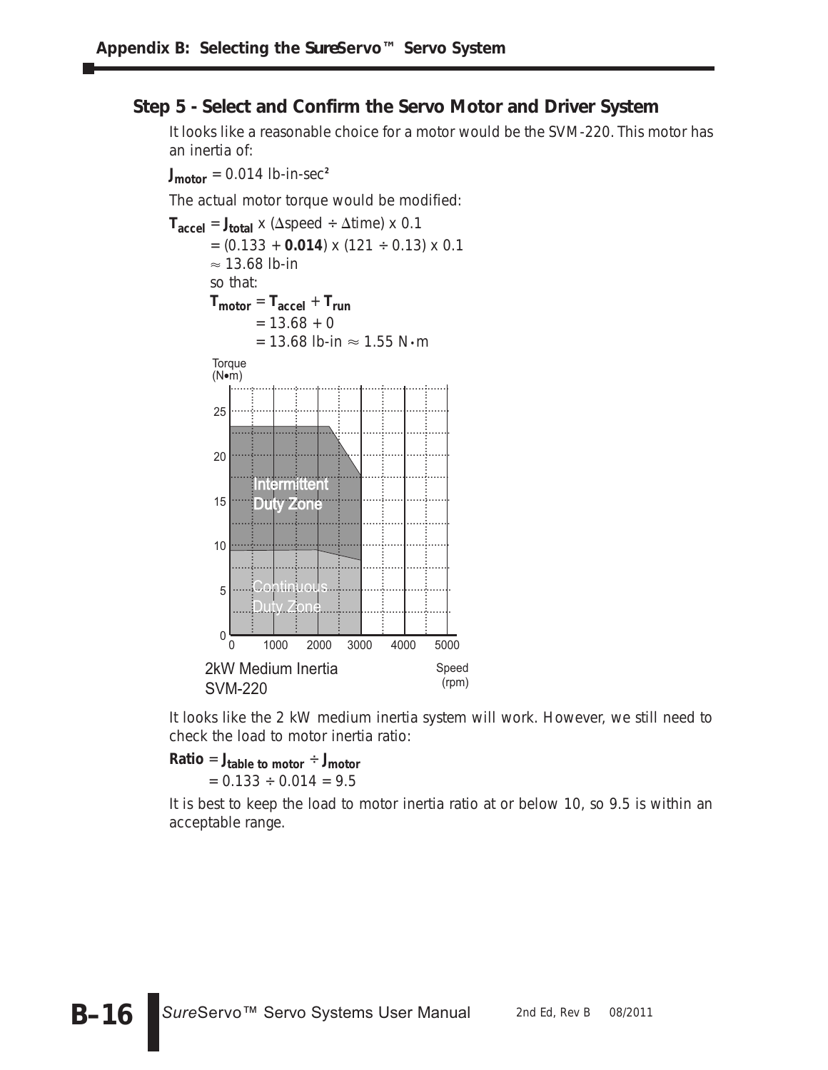## Step 5 - Select and Confirm the Servo Motor and Driver System

It looks like a reasonable choice for a motor would be the SVM-220. This motor has an inertia of:

$J_{motor}$ = 0.014 lb-in-sec²

The actual motor torque would be modified:

$T_{accel} = J_{total} \times (\Delta\text{speed} \div \Delta\text{time}) \times 0.1$

$= (0.133 + \mathbf{0.014}) \times (121 \div 0.13) \times 0.1$

$\approx 13.68$ lb-in

so that:

$T_{motor} = T_{accel} + T_{run}$

$= 13.68 + 0$

$= 13.68$ lb-in $\approx 1.55$ N•m

2kW Medium Inertia SVM-220

It looks like the 2 kW medium inertia system will work. However, we still need to check the load to motor inertia ratio:

**Ratio** $= J_{table\ to\ motor} \div J_{motor}$

$= 0.133 \div 0.014 = 9.5$

It is best to keep the load to motor inertia ratio at or below 10, so 9.5 is within an acceptable range.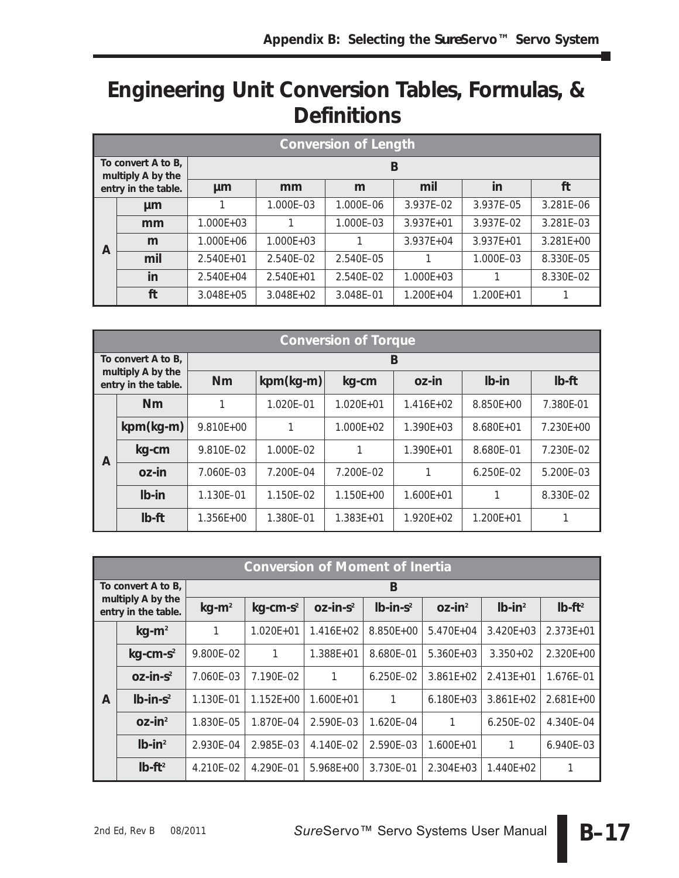# Engineering Unit Conversion Tables, Formulas, & Definitions

| Conversion of Length | | | | | | | |
|---|---|---|---|---|---|---|---|
| To convert A to B, multiply A by the entry in the table. | | B | | | | | |
| | | µm | mm | m | mil | in | ft |
| A | µm | 1 | 1.000E–03 | 1.000E–06 | 3.937E–02 | 3.937E–05 | 3.281E–06 |
| | mm | 1.000E+03 | 1 | 1.000E–03 | 3.937E+01 | 3.937E–02 | 3.281E–03 |
| | m | 1.000E+06 | 1.000E+03 | 1 | 3.937E+04 | 3.937E+01 | 3.281E+00 |
| | mil | 2.540E+01 | 2.540E–02 | 2.540E–05 | 1 | 1.000E–03 | 8.330E–05 |
| | in | 2.540E+04 | 2.540E+01 | 2.540E–02 | 1.000E+03 | 1 | 8.330E–02 |
| | ft | 3.048E+05 | 3.048E+02 | 3.048E–01 | 1.200E+04 | 1.200E+01 | 1 |

| Conversion of Torque | | | | | | | |
|---|---|---|---|---|---|---|---|
| To convert A to B, multiply A by the entry in the table. | | B | | | | | |
| | | Nm | kpm(kg-m) | kg-cm | oz-in | lb-in | lb-ft |
| A | Nm | 1 | 1.020E–01 | 1.020E+01 | 1.416E+02 | 8.850E+00 | 7.380E-01 |
| | kpm(kg-m) | 9.810E+00 | 1 | 1.000E+02 | 1.390E+03 | 8.680E+01 | 7.230E+00 |
| | kg-cm | 9.810E–02 | 1.000E–02 | 1 | 1.390E+01 | 8.680E–01 | 7.230E–02 |
| | oz-in | 7.060E–03 | 7.200E–04 | 7.200E–02 | 1 | 6.250E–02 | 5.200E–03 |
| | lb-in | 1.130E–01 | 1.150E–02 | 1.150E+00 | 1.600E+01 | 1 | 8.330E–02 |
| | lb-ft | 1.356E+00 | 1.380E–01 | 1.383E+01 | 1.920E+02 | 1.200E+01 | 1 |

| Conversion of Moment of Inertia | | | | | | | | |
|---|---|---|---|---|---|---|---|---|
| To convert A to B, multiply A by the entry in the table. | | B | | | | | | |
| | | kg-m² | kg-cm-s² | oz-in-s² | lb-in-s² | oz-in² | lb-in² | lb-ft² |
| A | kg-m² | 1 | 1.020E+01 | 1.416E+02 | 8.850E+00 | 5.470E+04 | 3.420E+03 | 2.373E+01 |
| | kg-cm-s² | 9.800E–02 | 1 | 1.388E+01 | 8.680E–01 | 5.360E+03 | 3.350+02 | 2.320E+00 |
| | oz-in-s² | 7.060E–03 | 7.190E–02 | 1 | 6.250E–02 | 3.861E+02 | 2.413E+01 | 1.676E–01 |
| | lb-in-s² | 1.130E–01 | 1.152E+00 | 1.600E+01 | 1 | 6.180E+03 | 3.861E+02 | 2.681E+00 |
| | oz-in² | 1.830E–05 | 1.870E–04 | 2.590E–03 | 1.620E–04 | 1 | 6.250E–02 | 4.340E–04 |
| | lb-in² | 2.930E–04 | 2.985E–03 | 4.140E–02 | 2.590E–03 | 1.600E+01 | 1 | 6.940E–03 |
| | lb-ft² | 4.210E–02 | 4.290E–01 | 5.968E+00 | 3.730E–01 | 2.304E+03 | 1.440E+02 | 1 |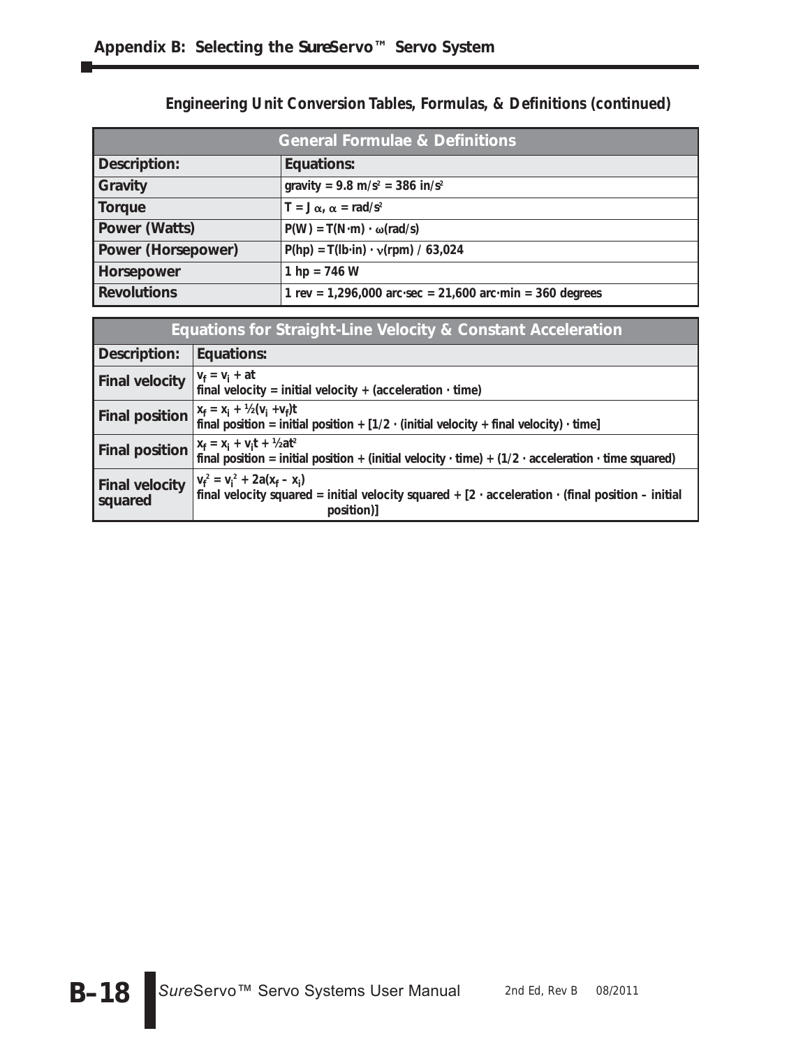## Engineering Unit Conversion Tables, Formulas, & Definitions (continued)

| General Formulae & Definitions | |
|---|---|
| **Description:** | **Equations:** |
| Gravity | gravity = 9.8 $m/s^2$ = 386 $in/s^2$ |
| Torque | $T = J\alpha$, $\alpha = rad/s^2$ |
| Power (Watts) | $P(W) = T(N{\cdot}m) \cdot \omega(rad/s)$ |
| Power (Horsepower) | $P(hp) = T(lb{\cdot}in) \cdot \nu(rpm) / 63{,}024$ |
| Horsepower | 1 hp = 746 W |
| Revolutions | 1 rev = 1,296,000 arc·sec = 21,600 arc·min = 360 degrees |

| Equations for Straight-Line Velocity & Constant Acceleration | |
|---|---|
| **Description:** | **Equations:** |
| Final velocity | $v_f = v_i + at$<br>final velocity = initial velocity + (acceleration · time) |
| Final position | $x_f = x_i + ½(v_i + v_f)t$<br>final position = initial position + [1/2 · (initial velocity + final velocity) · time] |
| Final position | $x_f = x_i + v_i t + ½at^2$<br>final position = initial position + (initial velocity · time) + (1/2 · acceleration · time squared) |
| Final velocity squared | $v_f^2 = v_i^2 + 2a(x_f - x_i)$<br>final velocity squared = initial velocity squared + [2 · acceleration · (final position – initial position)] |